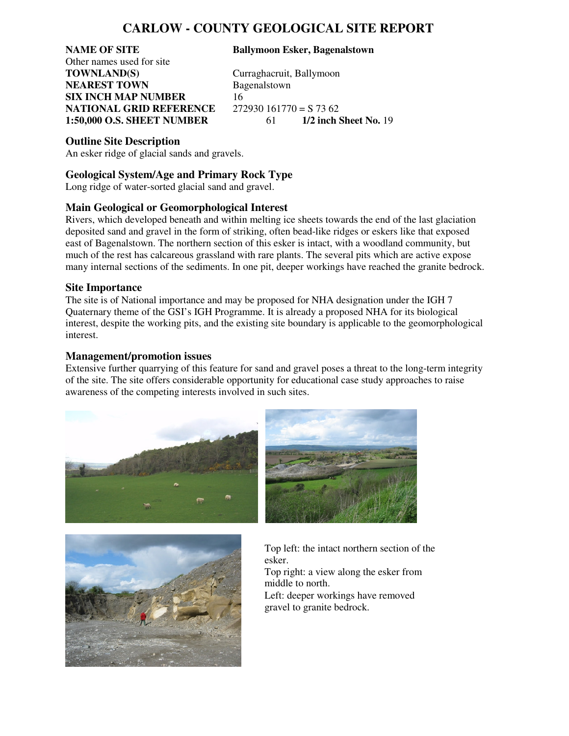# CARLOW - COUNTY GEOLOGICAL SITE REPORT

| | |
|---|---|
| **NAME OF SITE** | **Ballymoon Esker, Bagenalstown** |
| Other names used for site | |
| **TOWNLAND(S)** | Curraghacruit, Ballymoon |
| **NEAREST TOWN** | Bagenalstown |
| **SIX INCH MAP NUMBER** | 16 |
| **NATIONAL GRID REFERENCE** | 272930 161770 = S 73 62 |
| **1:50,000 O.S. SHEET NUMBER** | 61 **1/2 inch Sheet No.** 19 |

## Outline Site Description

An esker ridge of glacial sands and gravels.

## Geological System/Age and Primary Rock Type

Long ridge of water-sorted glacial sand and gravel.

## Main Geological or Geomorphological Interest

Rivers, which developed beneath and within melting ice sheets towards the end of the last glaciation deposited sand and gravel in the form of striking, often bead-like ridges or eskers like that exposed east of Bagenalstown. The northern section of this esker is intact, with a woodland community, but much of the rest has calcareous grassland with rare plants. The several pits which are active expose many internal sections of the sediments. In one pit, deeper workings have reached the granite bedrock.

## Site Importance

The site is of National importance and may be proposed for NHA designation under the IGH 7 Quaternary theme of the GSI's IGH Programme. It is already a proposed NHA for its biological interest, despite the working pits, and the existing site boundary is applicable to the geomorphological interest.

## Management/promotion issues

Extensive further quarrying of this feature for sand and gravel poses a threat to the long-term integrity of the site. The site offers considerable opportunity for educational case study approaches to raise awareness of the competing interests involved in such sites.

Top left: the intact northern section of the esker.
Top right: a view along the esker from middle to north.
Left: deeper workings have removed gravel to granite bedrock.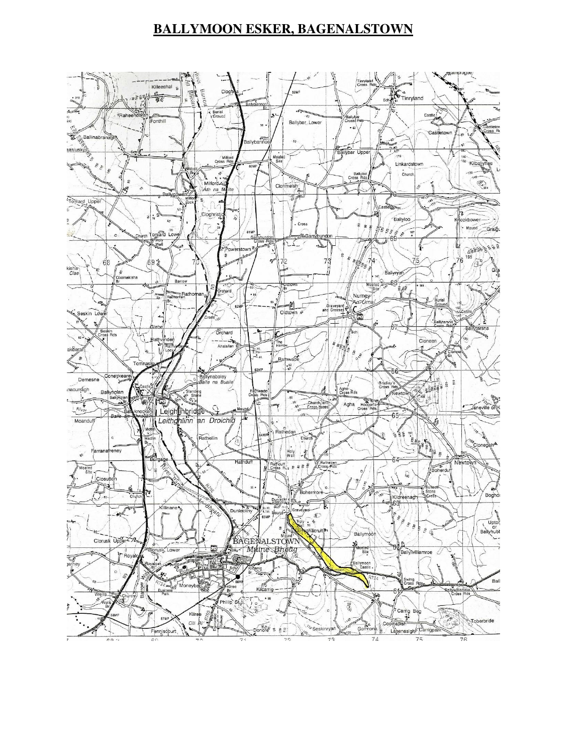# BALLYMOON ESKER, BAGENALSTOWN